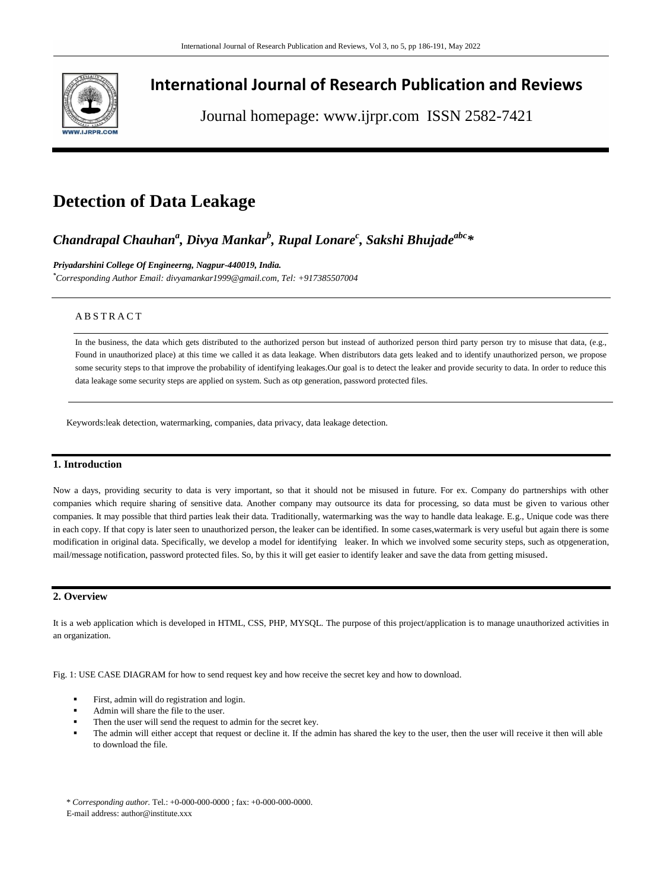# Detection of Data Leakage

***Chandrapal Chauhan[a], Divya Mankar[b], Rupal Lonare[c], Sakshi Bhujade[abc]****

***Priyadarshini College Of Engineerng, Nagpur-440019, India.***

*[*]Corresponding Author Email: divyamankar1999@gmail.com, Tel: +917385507004*

## ABSTRACT

In the business, the data which gets distributed to the authorized person but instead of authorized person third party person try to misuse that data, (e.g., Found in unauthorized place) at this time we called it as data leakage. When distributors data gets leaked and to identify unauthorized person, we propose some security steps to that improve the probability of identifying leakages.Our goal is to detect the leaker and provide security to data. In order to reduce this data leakage some security steps are applied on system. Such as otp generation, password protected files.

Keywords:leak detection, watermarking, companies, data privacy, data leakage detection.

## 1. Introduction

Now a days, providing security to data is very important, so that it should not be misused in future. For ex. Company do partnerships with other companies which require sharing of sensitive data. Another company may outsource its data for processing, so data must be given to various other companies. It may possible that third parties leak their data. Traditionally, watermarking was the way to handle data leakage. E.g., Unique code was there in each copy. If that copy is later seen to unauthorized person, the leaker can be identified. In some cases,watermark is very useful but again there is some modification in original data. Specifically, we develop a model for identifying leaker. In which we involved some security steps, such as otpgeneration, mail/message notification, password protected files. So, by this it will get easier to identify leaker and save the data from getting misused.

## 2. Overview

It is a web application which is developed in HTML, CSS, PHP, MYSQL. The purpose of this project/application is to manage unauthorized activities in an organization.

Fig. 1: USE CASE DIAGRAM for how to send request key and how receive the secret key and how to download.

- First, admin will do registration and login.
- Admin will share the file to the user.
- Then the user will send the request to admin for the secret key.
- The admin will either accept that request or decline it. If the admin has shared the key to the user, then the user will receive it then will able to download the file.

\* *Corresponding author.* Tel.: +0-000-000-0000 ; fax: +0-000-000-0000.
E-mail address: author@institute.xxx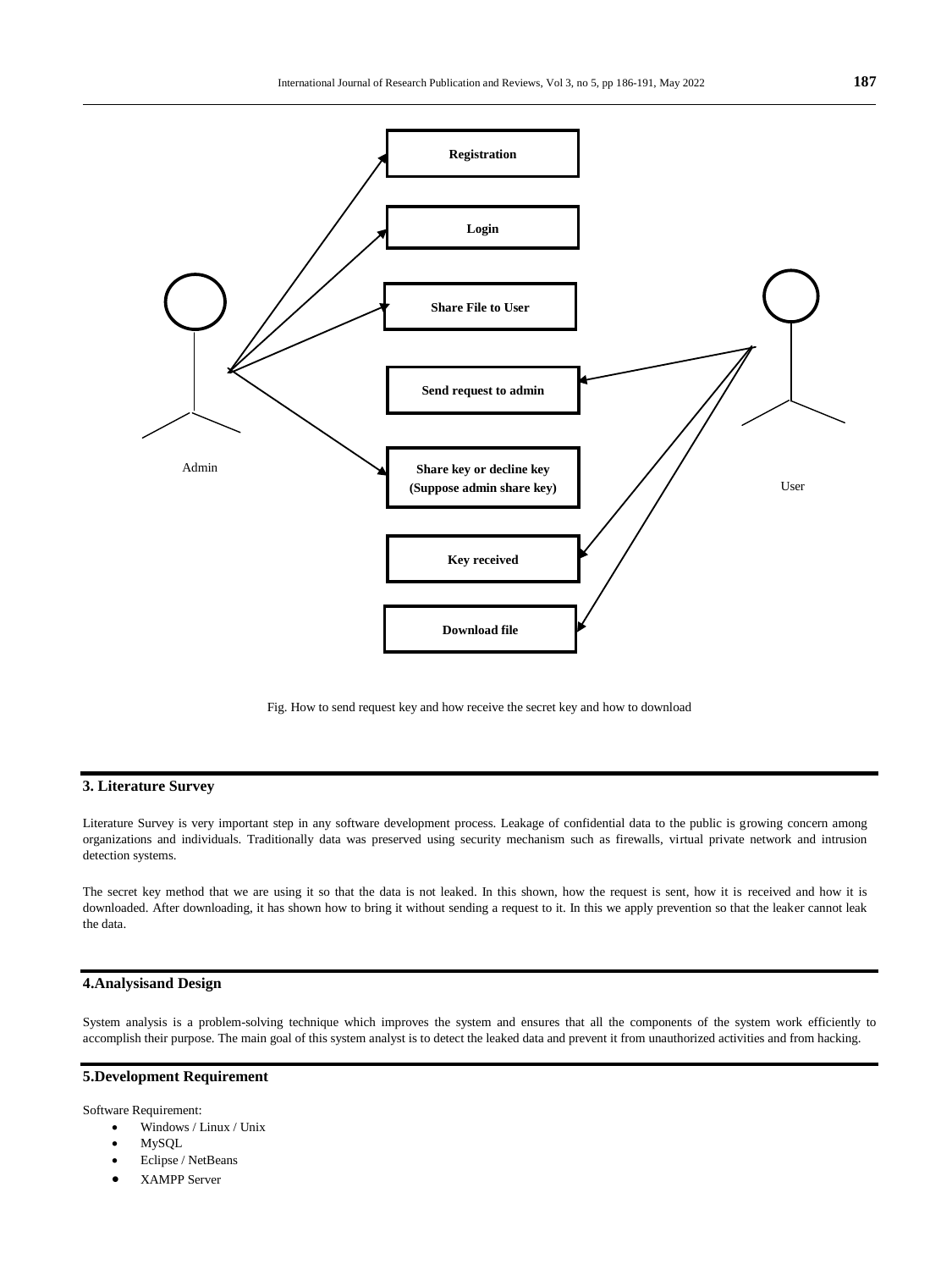Registration

Login

Share File to User

Send request to admin

Share key or decline key (Suppose admin share key)

Key received

Download file

Admin

User

Fig. How to send request key and how receive the secret key and how to download

## 3. Literature Survey

Literature Survey is very important step in any software development process. Leakage of confidential data to the public is growing concern among organizations and individuals. Traditionally data was preserved using security mechanism such as firewalls, virtual private network and intrusion detection systems.

The secret key method that we are using it so that the data is not leaked. In this shown, how the request is sent, how it is received and how it is downloaded. After downloading, it has shown how to bring it without sending a request to it. In this we apply prevention so that the leaker cannot leak the data.

## 4.Analysisand Design

System analysis is a problem-solving technique which improves the system and ensures that all the components of the system work efficiently to accomplish their purpose. The main goal of this system analyst is to detect the leaked data and prevent it from unauthorized activities and from hacking.

## 5.Development Requirement

Software Requirement:

- Windows / Linux / Unix
- MySQL
- Eclipse / NetBeans
- XAMPP Server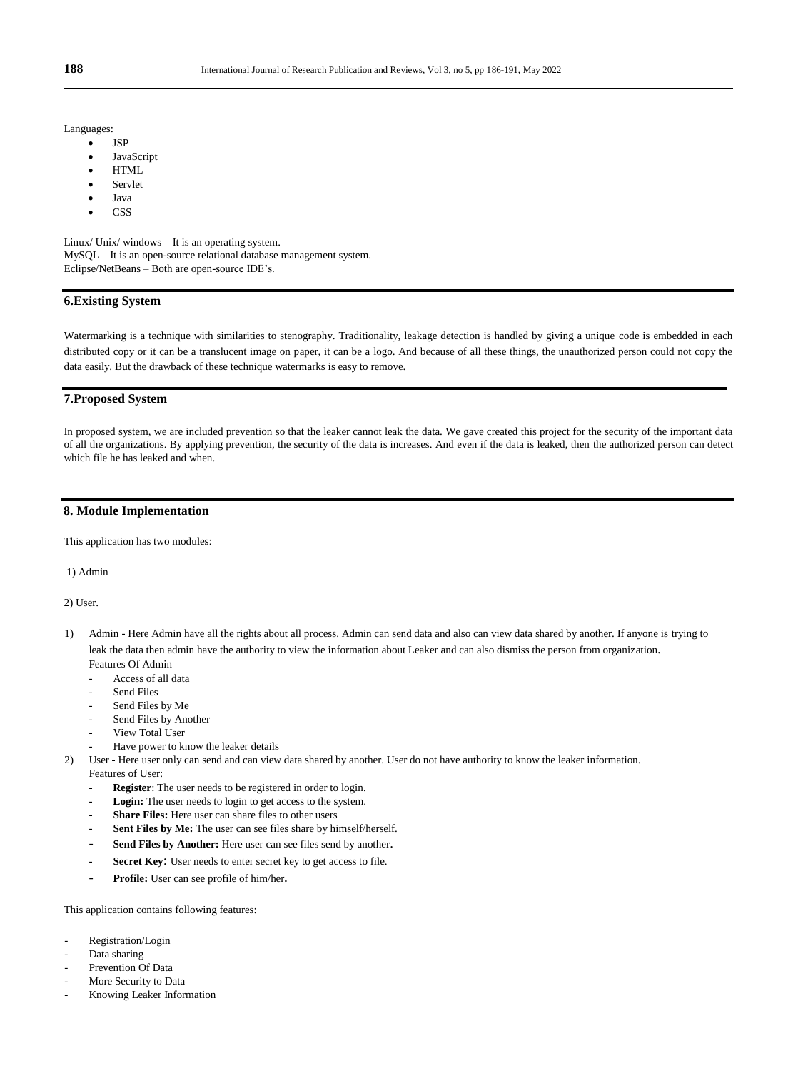Languages:

- JSP
- JavaScript
- HTML
- Servlet
- Java
- CSS

Linux/ Unix/ windows – It is an operating system.
MySQL – It is an open-source relational database management system.
Eclipse/NetBeans – Both are open-source IDE's.

## 6.Existing System

Watermarking is a technique with similarities to stenography. Traditionality, leakage detection is handled by giving a unique code is embedded in each distributed copy or it can be a translucent image on paper, it can be a logo. And because of all these things, the unauthorized person could not copy the data easily. But the drawback of these technique watermarks is easy to remove.

## 7.Proposed System

In proposed system, we are included prevention so that the leaker cannot leak the data. We gave created this project for the security of the important data of all the organizations. By applying prevention, the security of the data is increases. And even if the data is leaked, then the authorized person can detect which file he has leaked and when.

## 8. Module Implementation

This application has two modules:

1) Admin

2) User.

1) Admin - Here Admin have all the rights about all process. Admin can send data and also can view data shared by another. If anyone is trying to leak the data then admin have the authority to view the information about Leaker and can also dismiss the person from organization.
   Features Of Admin
   - Access of all data
   - Send Files
   - Send Files by Me
   - Send Files by Another
   - View Total User
   - Have power to know the leaker details
2) User - Here user only can send and can view data shared by another. User do not have authority to know the leaker information.
   Features of User:
   - **Register**: The user needs to be registered in order to login.
   - **Login:** The user needs to login to get access to the system.
   - **Share Files:** Here user can share files to other users
   - **Sent Files by Me:** The user can see files share by himself/herself.
   - **Send Files by Another:** Here user can see files send by another.
   - **Secret Key**: User needs to enter secret key to get access to file.
   - **Profile:** User can see profile of him/her.

This application contains following features:

- Registration/Login
- Data sharing
- Prevention Of Data
- More Security to Data
- Knowing Leaker Information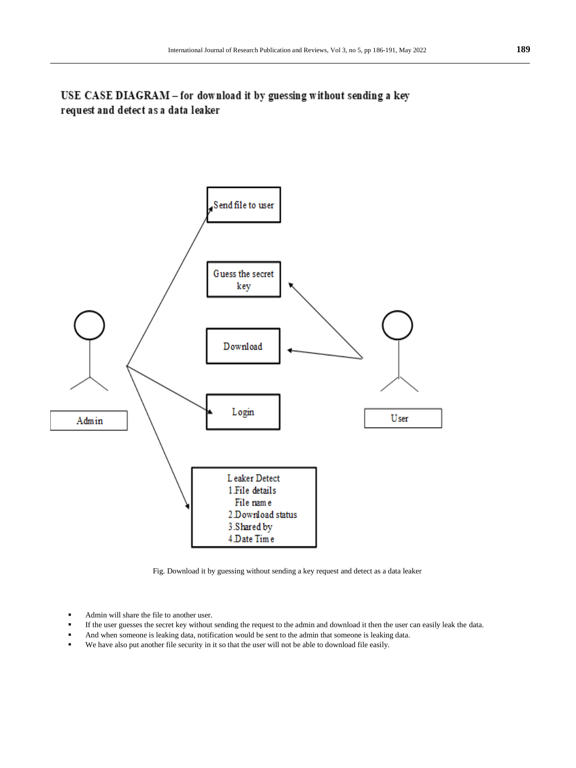## USE CASE DIAGRAM – for download it by guessing without sending a key request and detect as a data leaker

Send file to user

Guess the secret key

Download

Login

Leaker Detect
1.File details
File name
2.Download status
3.Shared by
4.Date Time

Admin

User

Fig. Download it by guessing without sending a key request and detect as a data leaker

- Admin will share the file to another user.
- If the user guesses the secret key without sending the request to the admin and download it then the user can easily leak the data.
- And when someone is leaking data, notification would be sent to the admin that someone is leaking data.
- We have also put another file security in it so that the user will not be able to download file easily.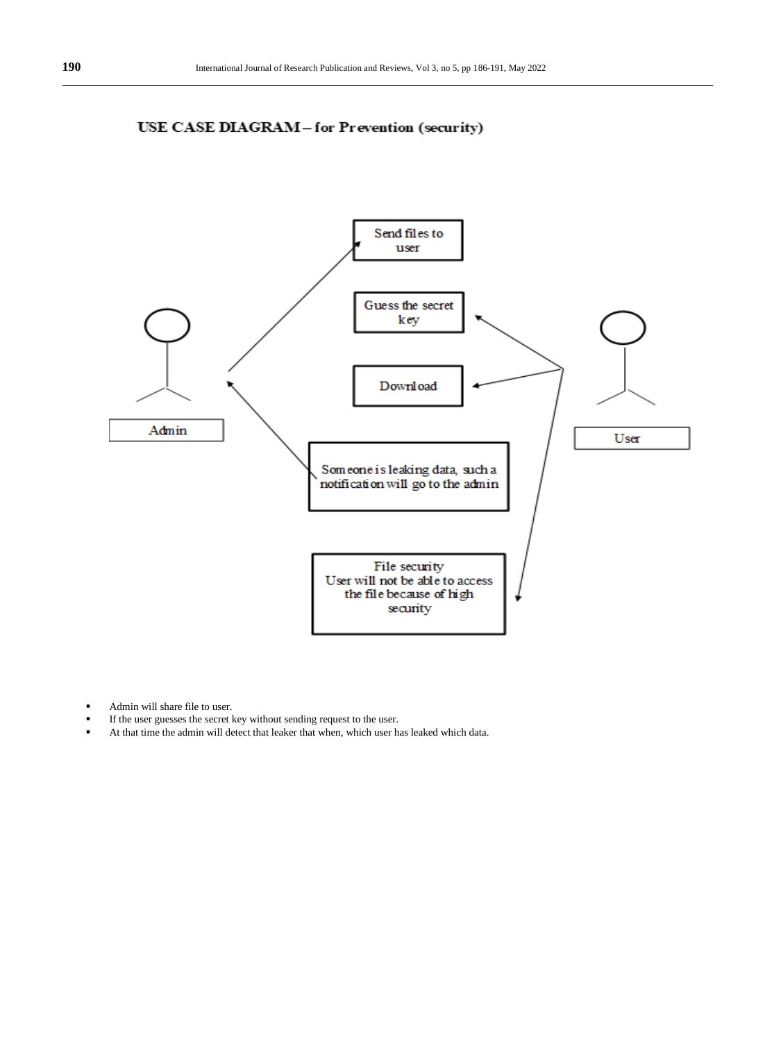**USE CASE DIAGRAM – for Prevention (security)**

Send files to user

Guess the secret key

Download

Admin

User

Someone is leaking data, such a notification will go to the admin

File security
User will not be able to access the file because of high security

- Admin will share file to user.
- If the user guesses the secret key without sending request to the user.
- At that time the admin will detect that leaker that when, which user has leaked which data.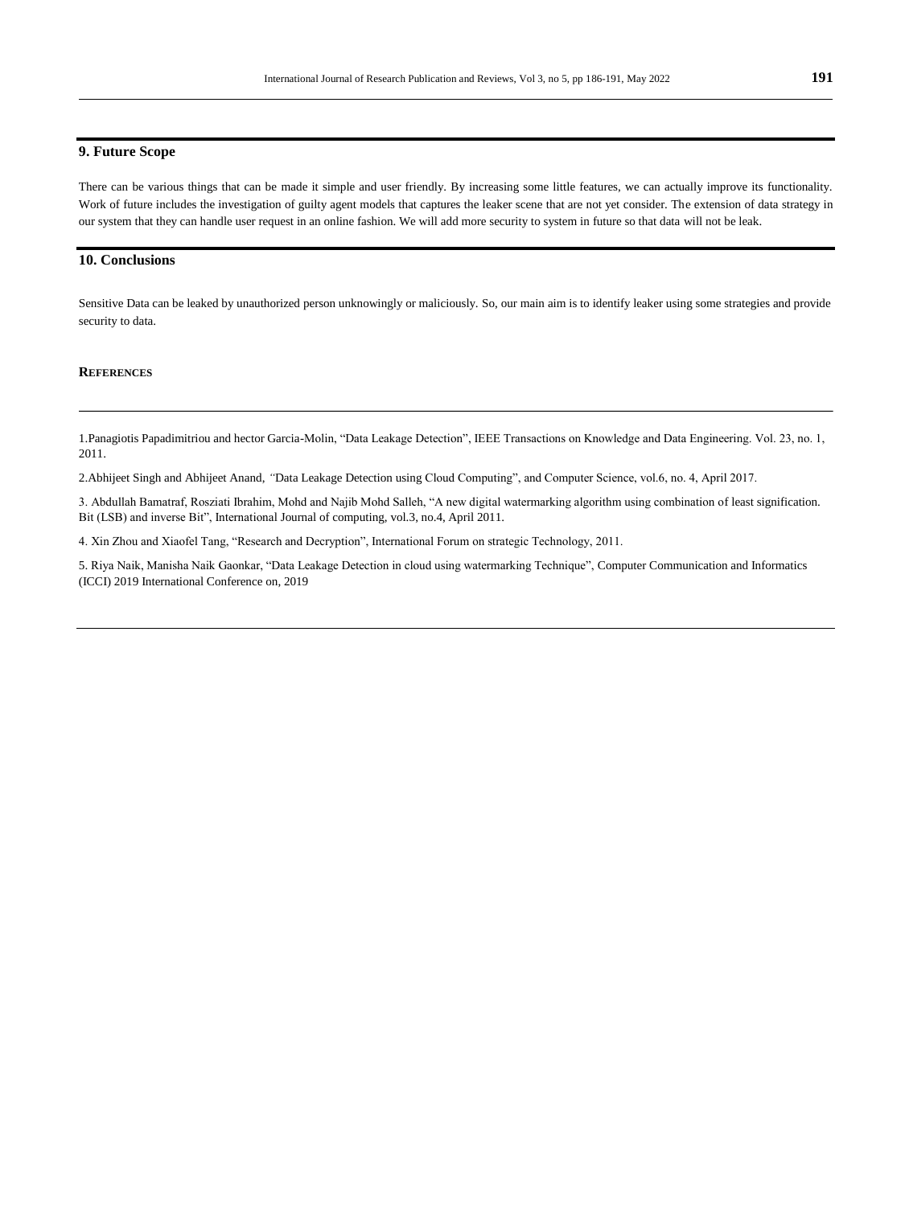## 9. Future Scope

There can be various things that can be made it simple and user friendly. By increasing some little features, we can actually improve its functionality. Work of future includes the investigation of guilty agent models that captures the leaker scene that are not yet consider. The extension of data strategy in our system that they can handle user request in an online fashion. We will add more security to system in future so that data will not be leak.

## 10. Conclusions

Sensitive Data can be leaked by unauthorized person unknowingly or maliciously. So, our main aim is to identify leaker using some strategies and provide security to data.

### References

1.Panagiotis Papadimitriou and hector Garcia-Molin, "Data Leakage Detection", IEEE Transactions on Knowledge and Data Engineering. Vol. 23, no. 1, 2011.

2.Abhijeet Singh and Abhijeet Anand, "Data Leakage Detection using Cloud Computing", and Computer Science, vol.6, no. 4, April 2017.

3. Abdullah Bamatraf, Rosziati Ibrahim, Mohd and Najib Mohd Salleh, "A new digital watermarking algorithm using combination of least signification. Bit (LSB) and inverse Bit", International Journal of computing, vol.3, no.4, April 2011.

4. Xin Zhou and Xiaofel Tang, "Research and Decryption", International Forum on strategic Technology, 2011.

5. Riya Naik, Manisha Naik Gaonkar, "Data Leakage Detection in cloud using watermarking Technique", Computer Communication and Informatics (ICCI) 2019 International Conference on, 2019